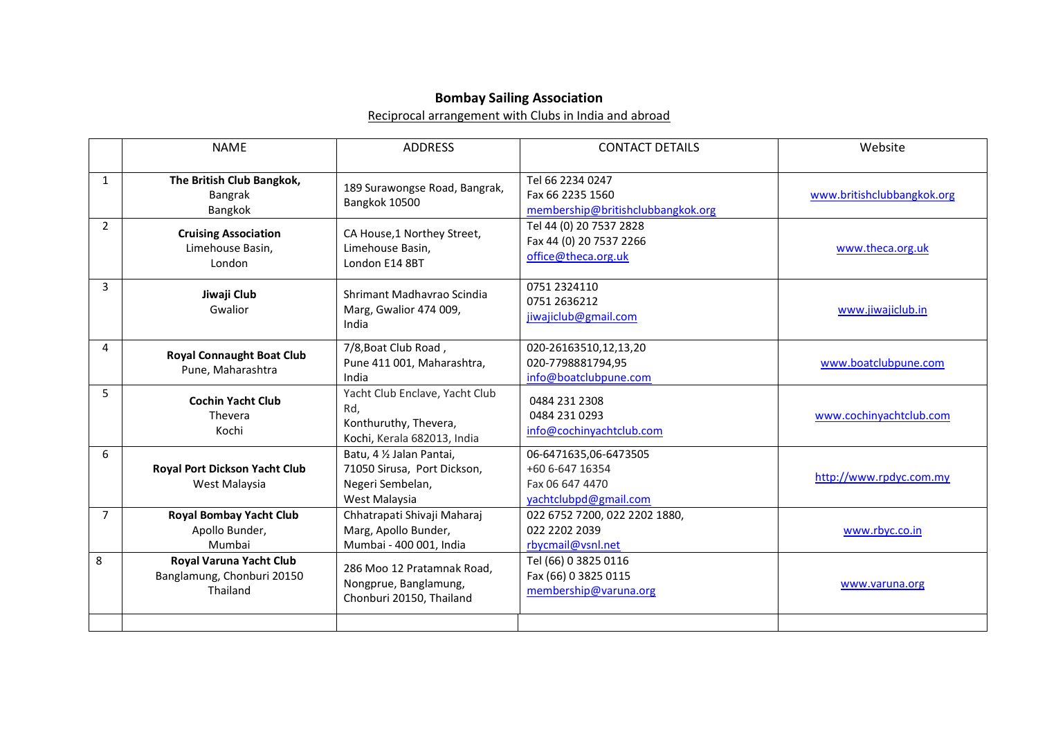## Bombay Sailing Association

Reciprocal arrangement with Clubs in India and abroad

| | NAME | ADDRESS | CONTACT DETAILS | Website |
|---|---|---|---|---|
| 1 | **The British Club Bangkok,** Bangrak Bangkok | 189 Surawongse Road, Bangrak, Bangkok 10500 | Tel 66 2234 0247<br>Fax 66 2235 1560<br>membership@britishclubbangkok.org | www.britishclubbangkok.org |
| 2 | **Cruising Association** Limehouse Basin, London | CA House,1 Northey Street, Limehouse Basin, London E14 8BT | Tel 44 (0) 20 7537 2828<br>Fax 44 (0) 20 7537 2266<br>office@theca.org.uk | www.theca.org.uk |
| 3 | **Jiwaji Club** Gwalior | Shrimant Madhavrao Scindia Marg, Gwalior 474 009, India | 0751 2324110<br>0751 2636212<br>jiwajiclub@gmail.com | www.jiwajiclub.in |
| 4 | **Royal Connaught Boat Club** Pune, Maharashtra | 7/8,Boat Club Road , Pune 411 001, Maharashtra, India | 020-26163510,12,13,20<br>020-7798881794,95<br>info@boatclubpune.com | www.boatclubpune.com |
| 5 | **Cochin Yacht Club** Thevera Kochi | Yacht Club Enclave, Yacht Club Rd, Konthuruthy, Thevera, Kochi, Kerala 682013, India | 0484 231 2308<br>0484 231 0293<br>info@cochinyachtclub.com | www.cochinyachtclub.com |
| 6 | **Royal Port Dickson Yacht Club** West Malaysia | Batu, 4 ½ Jalan Pantai, 71050 Sirusa, Port Dickson, Negeri Sembelan, West Malaysia | 06-6471635,06-6473505<br>+60 6-647 16354<br>Fax 06 647 4470<br>yachtclubpd@gmail.com | http://www.rpdyc.com.my |
| 7 | **Royal Bombay Yacht Club** Apollo Bunder, Mumbai | Chhatrapati Shivaji Maharaj Marg, Apollo Bunder, Mumbai - 400 001, India | 022 6752 7200, 022 2202 1880,<br>022 2202 2039<br>rbycmail@vsnl.net | www.rbyc.co.in |
| 8 | **Royal Varuna Yacht Club** Banglamung, Chonburi 20150 Thailand | 286 Moo 12 Pratamnak Road, Nongprue, Banglamung, Chonburi 20150, Thailand | Tel (66) 0 3825 0116<br>Fax (66) 0 3825 0115<br>membership@varuna.org | www.varuna.org |
| | | | | |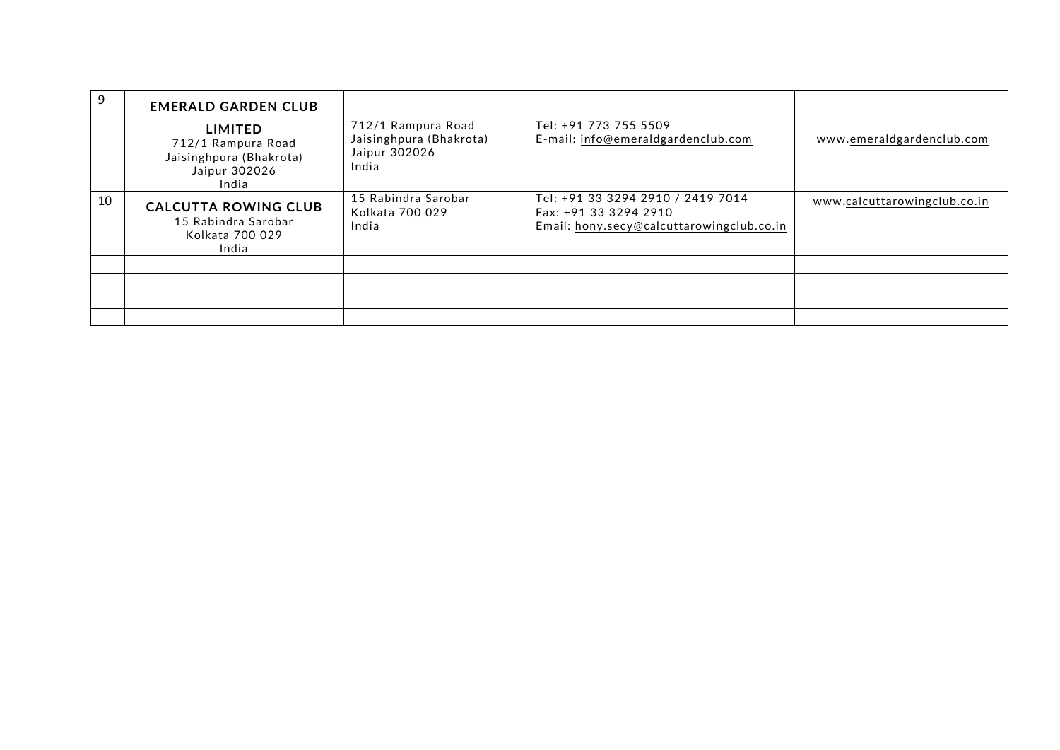| | | | | |
|---|---|---|---|---|
| 9 | **EMERALD GARDEN CLUB LIMITED**<br>712/1 Rampura Road<br>Jaisinghpura (Bhakrota)<br>Jaipur 302026<br>India | 712/1 Rampura Road<br>Jaisinghpura (Bhakrota)<br>Jaipur 302026<br>India | Tel: +91 773 755 5509<br>E-mail: info@emeraldgardenclub.com | www.emeraldgardenclub.com |
| 10 | **CALCUTTA ROWING CLUB**<br>15 Rabindra Sarobar<br>Kolkata 700 029<br>India | 15 Rabindra Sarobar<br>Kolkata 700 029<br>India | Tel: +91 33 3294 2910 / 2419 7014<br>Fax: +91 33 3294 2910<br>Email: hony.secy@calcuttarowingclub.co.in | www.calcuttarowingclub.co.in |
| | | | | |
| | | | | |
| | | | | |
| | | | | |